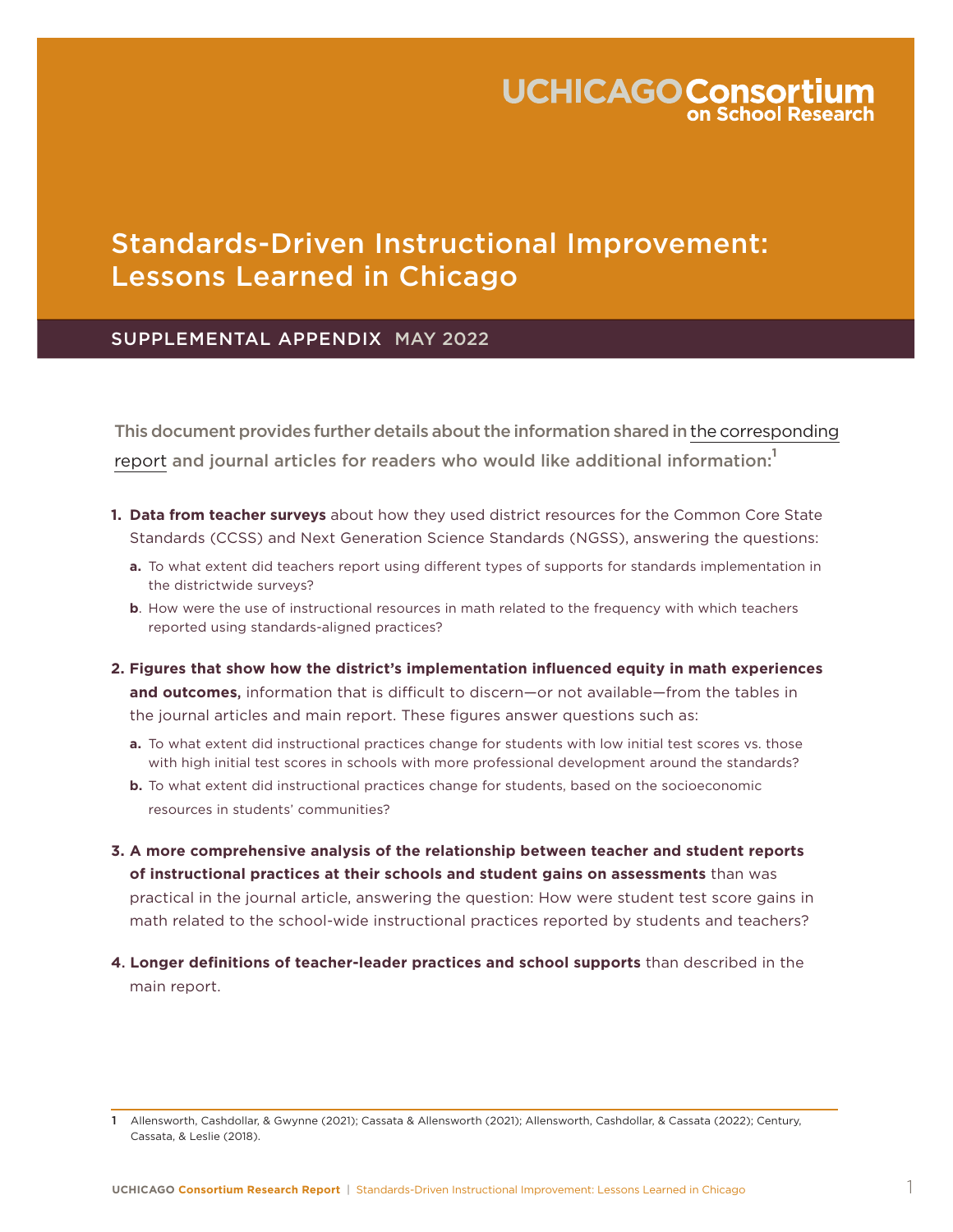UCHICAGO Consortium on School Research

# Standards-Driven Instructional Improvement: Lessons Learned in Chicago

## SUPPLEMENTAL APPENDIX MAY 2022

This document provides further details about the information shared in the corresponding report and journal articles for readers who would like additional information:[1]

1. **Data from teacher surveys** about how they used district resources for the Common Core State Standards (CCSS) and Next Generation Science Standards (NGSS), answering the questions:
   - **a.** To what extent did teachers report using different types of supports for standards implementation in the districtwide surveys?
   - **b**. How were the use of instructional resources in math related to the frequency with which teachers reported using standards-aligned practices?
2. **Figures that show how the district's implementation influenced equity in math experiences and outcomes,** information that is difficult to discern—or not available—from the tables in the journal articles and main report. These figures answer questions such as:
   - **a.** To what extent did instructional practices change for students with low initial test scores vs. those with high initial test scores in schools with more professional development around the standards?
   - **b.** To what extent did instructional practices change for students, based on the socioeconomic resources in students' communities?
3. **A more comprehensive analysis of the relationship between teacher and student reports of instructional practices at their schools and student gains on assessments** than was practical in the journal article, answering the question: How were student test score gains in math related to the school-wide instructional practices reported by students and teachers?
4. **Longer definitions of teacher-leader practices and school supports** than described in the main report.

---

[1] Allensworth, Cashdollar, & Gwynne (2021); Cassata & Allensworth (2021); Allensworth, Cashdollar, & Cassata (2022); Century, Cassata, & Leslie (2018).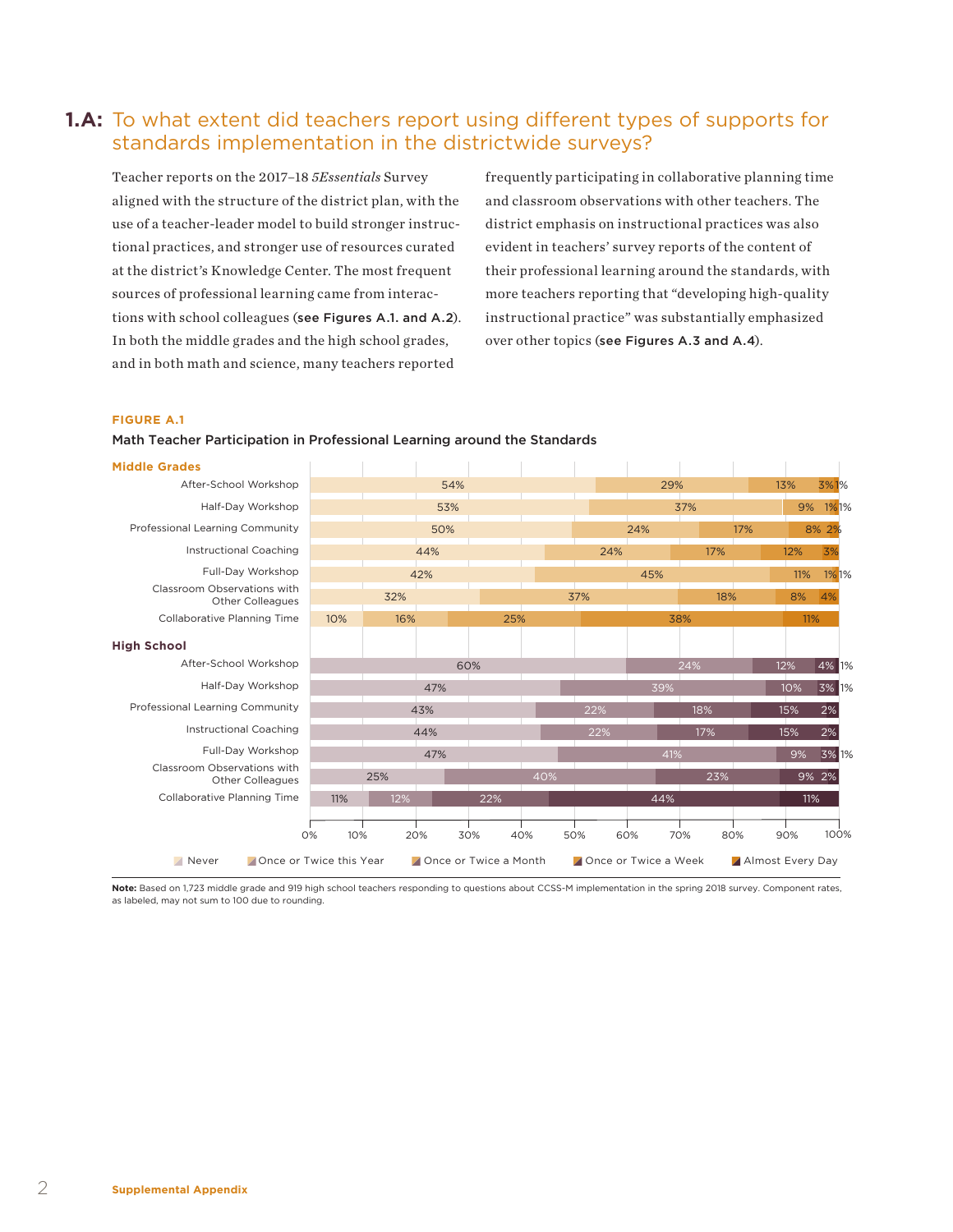## 1.A: To what extent did teachers report using different types of supports for standards implementation in the districtwide surveys?

Teacher reports on the 2017–18 *5Essentials* Survey aligned with the structure of the district plan, with the use of a teacher-leader model to build stronger instructional practices, and stronger use of resources curated at the district's Knowledge Center. The most frequent sources of professional learning came from interactions with school colleagues (**see Figures A.1. and A.2**). In both the middle grades and the high school grades, and in both math and science, many teachers reported frequently participating in collaborative planning time and classroom observations with other teachers. The district emphasis on instructional practices was also evident in teachers' survey reports of the content of their professional learning around the standards, with more teachers reporting that "developing high-quality instructional practice" was substantially emphasized over other topics (**see Figures A.3 and A.4**).

**FIGURE A.1**

**Math Teacher Participation in Professional Learning around the Standards**

| | Never | Once or Twice this Year | Once or Twice a Month | Once or Twice a Week | Almost Every Day |
|---|---|---|---|---|---|
| **Middle Grades** | | | | | |
| After-School Workshop | 54% | 29% | 13% | 3% | 1% |
| Half-Day Workshop | 53% | 37% | 9% | 1% | 1% |
| Professional Learning Community | 50% | 24% | 17% | 8% | 2% |
| Instructional Coaching | 44% | 24% | 17% | 12% | 3% |
| Full-Day Workshop | 42% | 45% | 11% | 1% | 1% |
| Classroom Observations with Other Colleagues | 32% | 37% | 18% | 8% | 4% |
| Collaborative Planning Time | 10% | 16% | 25% | 38% | 11% |
| **High School** | | | | | |
| After-School Workshop | 60% | 24% | 12% | 4% | 1% |
| Half-Day Workshop | 47% | 39% | 10% | 3% | 1% |
| Professional Learning Community | 43% | 22% | 18% | 15% | 2% |
| Instructional Coaching | 44% | 22% | 17% | 15% | 2% |
| Full-Day Workshop | 47% | 41% | 9% | 3% | 1% |
| Classroom Observations with Other Colleagues | 25% | 40% | 23% | 9% | 2% |
| Collaborative Planning Time | 11% | 12% | 22% | 44% | 11% |

**Note:** Based on 1,723 middle grade and 919 high school teachers responding to questions about CCSS-M implementation in the spring 2018 survey. Component rates, as labeled, may not sum to 100 due to rounding.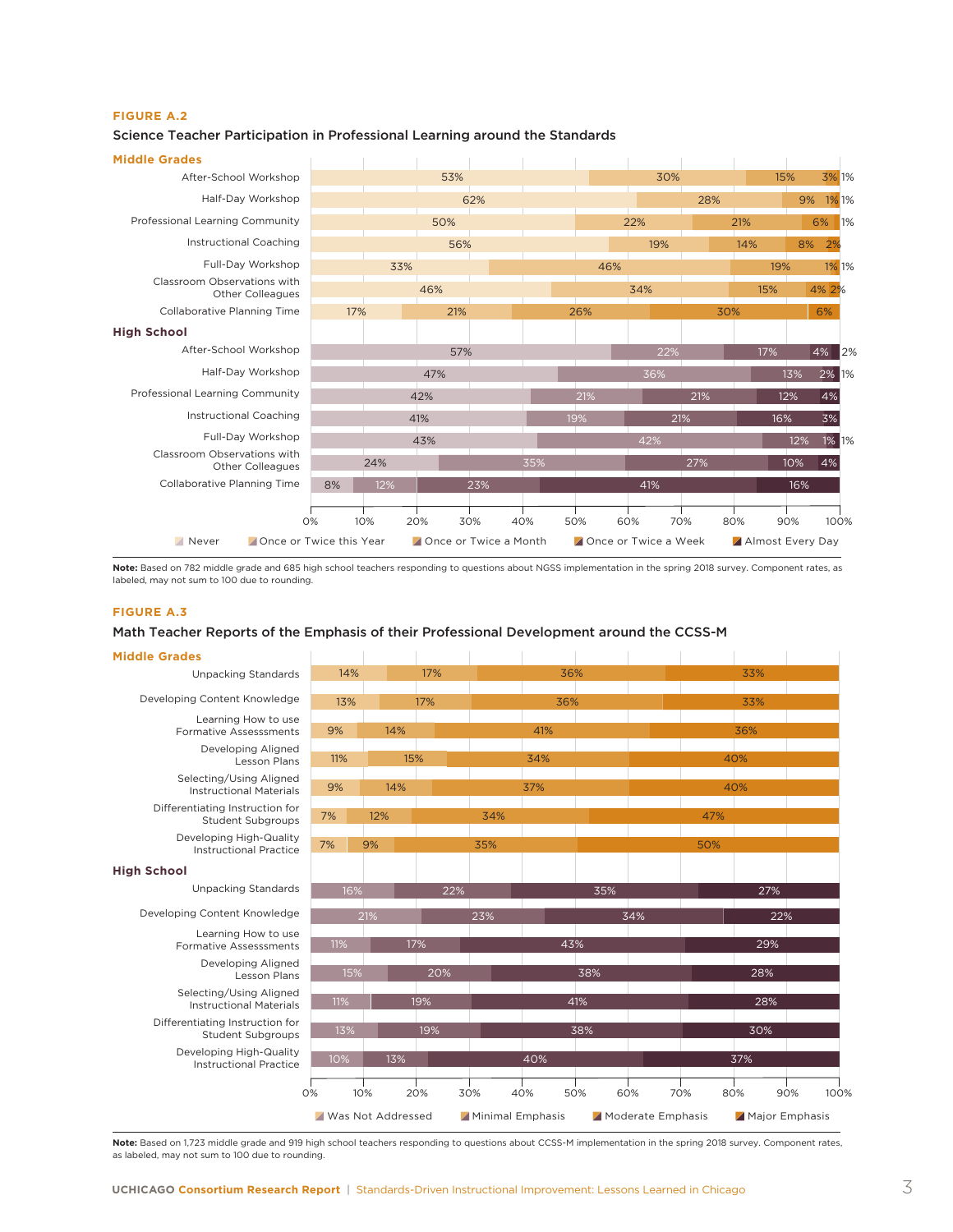**FIGURE A.2**

**Science Teacher Participation in Professional Learning around the Standards**

**Middle Grades**

| Activity | Never | Once or Twice this Year | Once or Twice a Month | Once or Twice a Week | Almost Every Day |
|---|---|---|---|---|---|
| After-School Workshop | 53% | 30% | 15% | 3% | 1% |
| Half-Day Workshop | 62% | 28% | 9% | 1% | 1% |
| Professional Learning Community | 50% | 22% | 21% | 6% | 1% |
| Instructional Coaching | 56% | 19% | 14% | 8% | 2% |
| Full-Day Workshop | 33% | 46% | 19% | 1% | 1% |
| Classroom Observations with Other Colleagues | 46% | 34% | 15% | 4% | 2% |
| Collaborative Planning Time | 17% | 21% | 26% | 30% | 6% |

**High School**

| Activity | Never | Once or Twice this Year | Once or Twice a Month | Once or Twice a Week | Almost Every Day |
|---|---|---|---|---|---|
| After-School Workshop | 57% | 22% | 17% | 4% | 2% |
| Half-Day Workshop | 47% | 36% | 13% | 2% | 1% |
| Professional Learning Community | 42% | 21% | 21% | 12% | 4% |
| Instructional Coaching | 41% | 19% | 21% | 16% | 3% |
| Full-Day Workshop | 43% | 42% | 12% | 1% | 1% |
| Classroom Observations with Other Colleagues | 24% | 35% | 27% | 10% | 4% |
| Collaborative Planning Time | 8% | 12% | 23% | 41% | 16% |

**Note:** Based on 782 middle grade and 685 high school teachers responding to questions about NGSS implementation in the spring 2018 survey. Component rates, as labeled, may not sum to 100 due to rounding.

**FIGURE A.3**

**Math Teacher Reports of the Emphasis of their Professional Development around the CCSS-M**

**Middle Grades**

| Topic | Was Not Addressed | Minimal Emphasis | Moderate Emphasis | Major Emphasis |
|---|---|---|---|---|
| Unpacking Standards | 14% | 17% | 36% | 33% |
| Developing Content Knowledge | 13% | 17% | 36% | 33% |
| Learning How to use Formative Assesssments | 9% | 14% | 41% | 36% |
| Developing Aligned Lesson Plans | 11% | 15% | 34% | 40% |
| Selecting/Using Aligned Instructional Materials | 9% | 14% | 37% | 40% |
| Differentiating Instruction for Student Subgroups | 7% | 12% | 34% | 47% |
| Developing High-Quality Instructional Practice | 7% | 9% | 35% | 50% |

**High School**

| Topic | Was Not Addressed | Minimal Emphasis | Moderate Emphasis | Major Emphasis |
|---|---|---|---|---|
| Unpacking Standards | 16% | 22% | 35% | 27% |
| Developing Content Knowledge | 21% | 23% | 34% | 22% |
| Learning How to use Formative Assesssments | 11% | 17% | 43% | 29% |
| Developing Aligned Lesson Plans | 15% | 20% | 38% | 28% |
| Selecting/Using Aligned Instructional Materials | 11% | 19% | 41% | 28% |
| Differentiating Instruction for Student Subgroups | 13% | 19% | 38% | 30% |
| Developing High-Quality Instructional Practice | 10% | 13% | 40% | 37% |

**Note:** Based on 1,723 middle grade and 919 high school teachers responding to questions about CCSS-M implementation in the spring 2018 survey. Component rates, as labeled, may not sum to 100 due to rounding.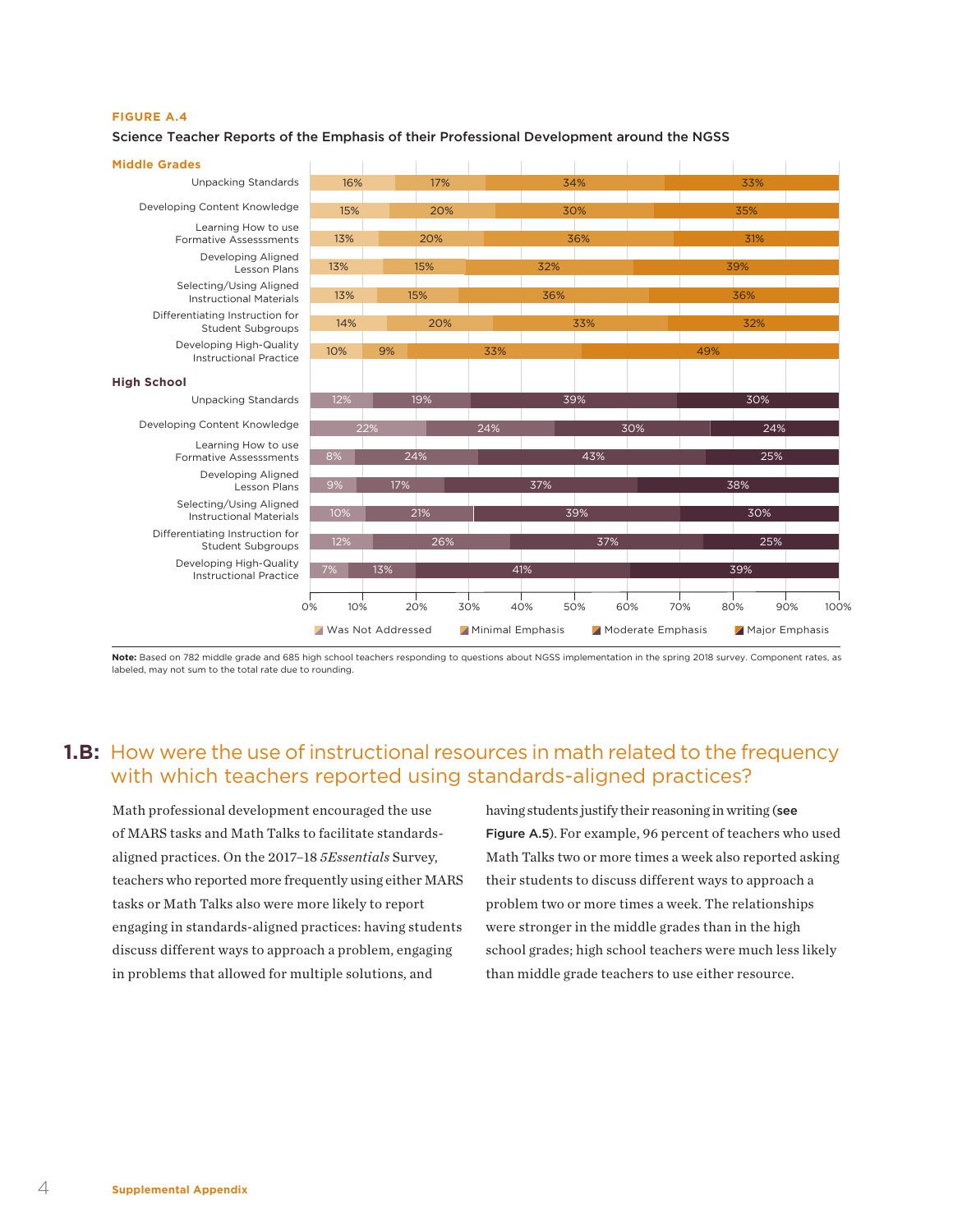**FIGURE A.4**

**Science Teacher Reports of the Emphasis of their Professional Development around the NGSS**

| | Was Not Addressed | Minimal Emphasis | Moderate Emphasis | Major Emphasis |
|---|---|---|---|---|
| **Middle Grades** | | | | |
| Unpacking Standards | 16% | 17% | 34% | 33% |
| Developing Content Knowledge | 15% | 20% | 30% | 35% |
| Learning How to use Formative Assesssments | 13% | 20% | 36% | 31% |
| Developing Aligned Lesson Plans | 13% | 15% | 32% | 39% |
| Selecting/Using Aligned Instructional Materials | 13% | 15% | 36% | 36% |
| Differentiating Instruction for Student Subgroups | 14% | 20% | 33% | 32% |
| Developing High-Quality Instructional Practice | 10% | 9% | 33% | 49% |
| **High School** | | | | |
| Unpacking Standards | 12% | 19% | 39% | 30% |
| Developing Content Knowledge | 22% | 24% | 30% | 24% |
| Learning How to use Formative Assesssments | 8% | 24% | 43% | 25% |
| Developing Aligned Lesson Plans | 9% | 17% | 37% | 38% |
| Selecting/Using Aligned Instructional Materials | 10% | 21% | 39% | 30% |
| Differentiating Instruction for Student Subgroups | 12% | 26% | 37% | 25% |
| Developing High-Quality Instructional Practice | 7% | 13% | 41% | 39% |

**Note:** Based on 782 middle grade and 685 high school teachers responding to questions about NGSS implementation in the spring 2018 survey. Component rates, as labeled, may not sum to the total rate due to rounding.

## 1.B: How were the use of instructional resources in math related to the frequency with which teachers reported using standards-aligned practices?

Math professional development encouraged the use of MARS tasks and Math Talks to facilitate standards-aligned practices. On the 2017–18 *5Essentials* Survey, teachers who reported more frequently using either MARS tasks or Math Talks also were more likely to report engaging in standards-aligned practices: having students discuss different ways to approach a problem, engaging in problems that allowed for multiple solutions, and having students justify their reasoning in writing (**see Figure A.5**). For example, 96 percent of teachers who used Math Talks two or more times a week also reported asking their students to discuss different ways to approach a problem two or more times a week. The relationships were stronger in the middle grades than in the high school grades; high school teachers were much less likely than middle grade teachers to use either resource.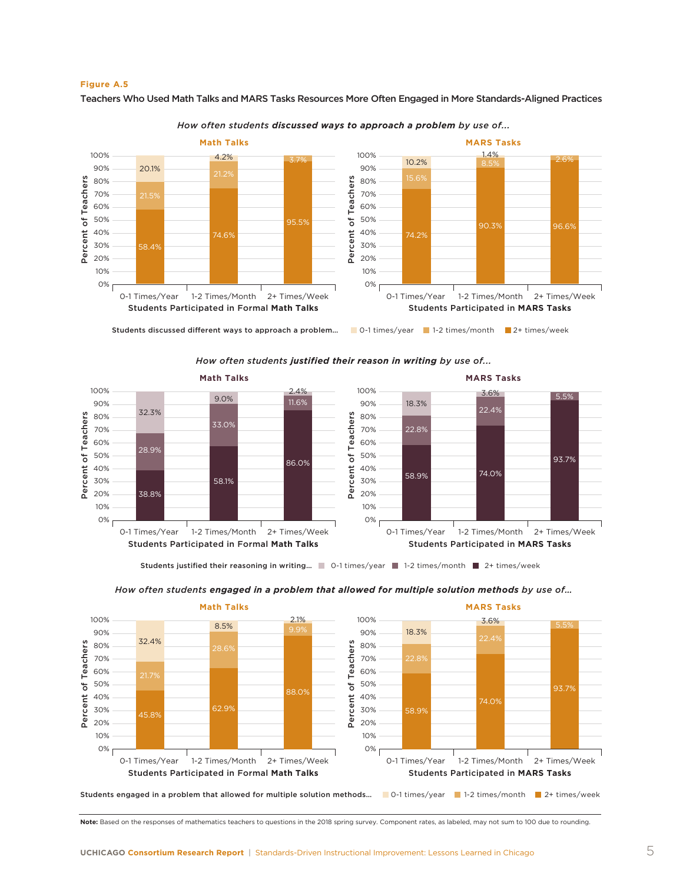**Figure A.5**

**Teachers Who Used Math Talks and MARS Tasks Resources More Often Engaged in More Standards-Aligned Practices**

*How often students **discussed ways to approach a problem** by use of...*

**Math Talks** — Students Participated in Formal Math Talks

| Students discussed different ways to approach a problem... | 0-1 Times/Year | 1-2 Times/Month | 2+ Times/Week |
|---|---|---|---|
| 0-1 times/year | 20.1% | 4.2% | |
| 1-2 times/month | 21.5% | 21.2% | 3.7% |
| 2+ times/week | 58.4% | 74.6% | 95.5% |

**MARS Tasks** — Students Participated in MARS Tasks

| Students discussed different ways to approach a problem... | 0-1 Times/Year | 1-2 Times/Month | 2+ Times/Week |
|---|---|---|---|
| 0-1 times/year | 10.2% | 1.4% | |
| 1-2 times/month | 15.6% | 8.5% | 2.6% |
| 2+ times/week | 74.2% | 90.3% | 96.6% |

*How often students **justified their reason in writing** by use of...*

**Math Talks** — Students Participated in Formal Math Talks

| Students justified their reasoning in writing... | 0-1 Times/Year | 1-2 Times/Month | 2+ Times/Week |
|---|---|---|---|
| 0-1 times/year | 32.3% | 9.0% | 2.4% |
| 1-2 times/month | 28.9% | 33.0% | 11.6% |
| 2+ times/week | 38.8% | 58.1% | 86.0% |

**MARS Tasks** — Students Participated in MARS Tasks

| Students justified their reasoning in writing... | 0-1 Times/Year | 1-2 Times/Month | 2+ Times/Week |
|---|---|---|---|
| 0-1 times/year | 18.3% | 3.6% | |
| 1-2 times/month | 22.8% | 22.4% | 5.5% |
| 2+ times/week | 58.9% | 74.0% | 93.7% |

*How often students **engaged in a problem that allowed for multiple solution methods** by use of...*

**Math Talks** — Students Participated in Formal Math Talks

| Students engaged in a problem that allowed for multiple solution methods... | 0-1 Times/Year | 1-2 Times/Month | 2+ Times/Week |
|---|---|---|---|
| 0-1 times/year | 32.4% | 8.5% | 2.1% |
| 1-2 times/month | 21.7% | 28.6% | 9.9% |
| 2+ times/week | 45.8% | 62.9% | 88.0% |

**MARS Tasks** — Students Participated in MARS Tasks

| Students engaged in a problem that allowed for multiple solution methods... | 0-1 Times/Year | 1-2 Times/Month | 2+ Times/Week |
|---|---|---|---|
| 0-1 times/year | 18.3% | 3.6% | |
| 1-2 times/month | 22.8% | 22.4% | 5.5% |
| 2+ times/week | 58.9% | 74.0% | 93.7% |

**Note:** Based on the responses of mathematics teachers to questions in the 2018 spring survey. Component rates, as labeled, may not sum to 100 due to rounding.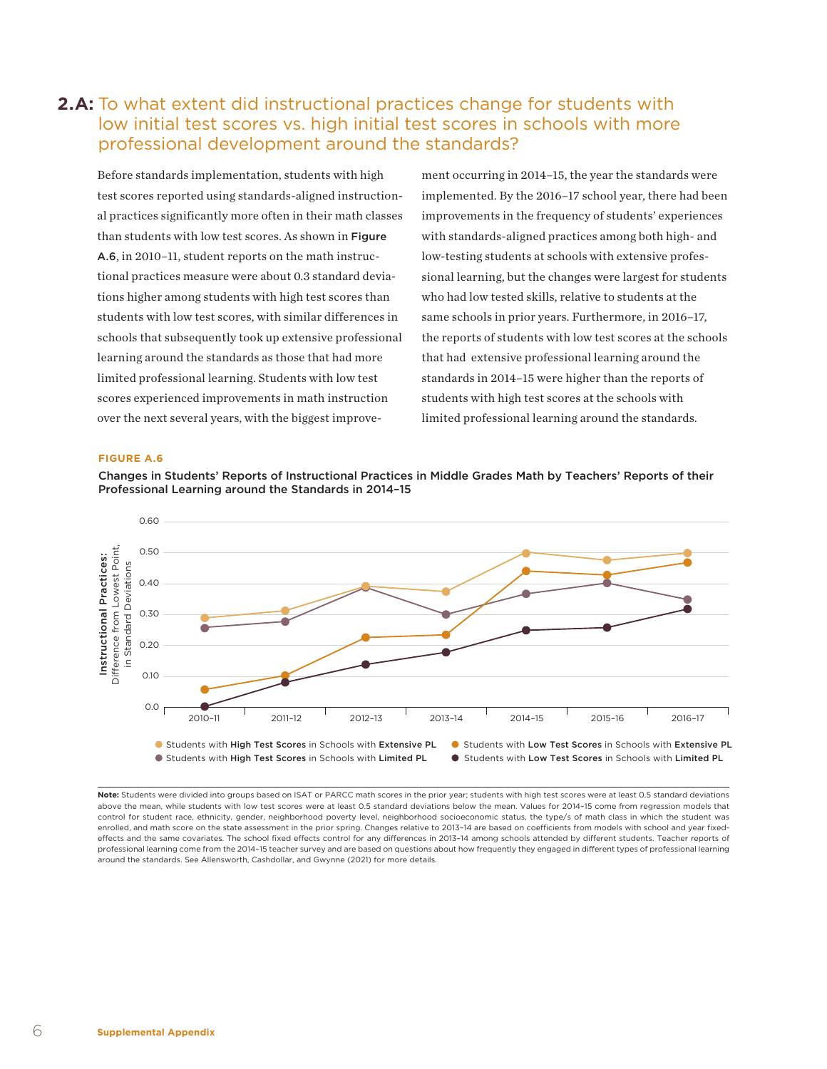## 2.A: To what extent did instructional practices change for students with low initial test scores vs. high initial test scores in schools with more professional development around the standards?

Before standards implementation, students with high test scores reported using standards-aligned instructional practices significantly more often in their math classes than students with low test scores. As shown in **Figure A.6**, in 2010–11, student reports on the math instructional practices measure were about 0.3 standard deviations higher among students with high test scores than students with low test scores, with similar differences in schools that subsequently took up extensive professional learning around the standards as those that had more limited professional learning. Students with low test scores experienced improvements in math instruction over the next several years, with the biggest improvement occurring in 2014–15, the year the standards were implemented. By the 2016–17 school year, there had been improvements in the frequency of students' experiences with standards-aligned practices among both high- and low-testing students at schools with extensive professional learning, but the changes were largest for students who had low tested skills, relative to students at the same schools in prior years. Furthermore, in 2016–17, the reports of students with low test scores at the schools that had extensive professional learning around the standards in 2014–15 were higher than the reports of students with high test scores at the schools with limited professional learning around the standards.

**FIGURE A.6**

**Changes in Students' Reports of Instructional Practices in Middle Grades Math by Teachers' Reports of their Professional Learning around the Standards in 2014–15**

| Group | 2010–11 | 2011–12 | 2012–13 | 2013–14 | 2014–15 | 2015–16 | 2016–17 |
|---|---|---|---|---|---|---|---|
| Students with High Test Scores in Schools with Extensive PL | 0.29 | 0.31 | 0.39 | 0.37 | 0.50 | 0.48 | 0.50 |
| Students with Low Test Scores in Schools with Extensive PL | 0.06 | 0.10 | 0.22 | 0.23 | 0.44 | 0.43 | 0.47 |
| Students with High Test Scores in Schools with Limited PL | 0.26 | 0.28 | 0.39 | 0.30 | 0.37 | 0.40 | 0.35 |
| Students with Low Test Scores in Schools with Limited PL | 0.0 | 0.08 | 0.14 | 0.18 | 0.25 | 0.26 | 0.32 |

Y-axis: Instructional Practices: Difference from Lowest Point, in Standard Deviations

**Note:** Students were divided into groups based on ISAT or PARCC math scores in the prior year; students with high test scores were at least 0.5 standard deviations above the mean, while students with low test scores were at least 0.5 standard deviations below the mean. Values for 2014–15 come from regression models that control for student race, ethnicity, gender, neighborhood poverty level, neighborhood socioeconomic status, the type/s of math class in which the student was enrolled, and math score on the state assessment in the prior spring. Changes relative to 2013–14 are based on coefficients from models with school and year fixed-effects and the same covariates. The school fixed effects control for any differences in 2013–14 among schools attended by different students. Teacher reports of professional learning come from the 2014–15 teacher survey and are based on questions about how frequently they engaged in different types of professional learning around the standards. See Allensworth, Cashdollar, and Gwynne (2021) for more details.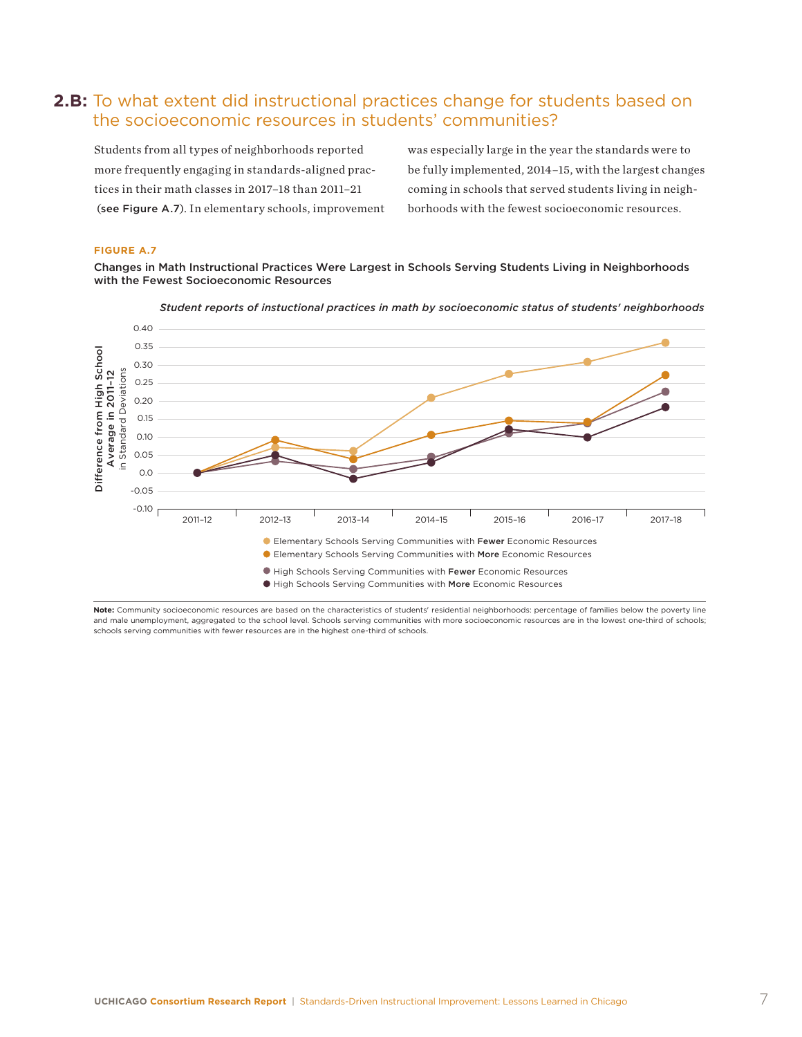## 2.B: To what extent did instructional practices change for students based on the socioeconomic resources in students' communities?

Students from all types of neighborhoods reported more frequently engaging in standards-aligned practices in their math classes in 2017–18 than 2011–21 (**see Figure A.7**). In elementary schools, improvement was especially large in the year the standards were to be fully implemented, 2014–15, with the largest changes coming in schools that served students living in neighborhoods with the fewest socioeconomic resources.

**FIGURE A.7**

**Changes in Math Instructional Practices Were Largest in Schools Serving Students Living in Neighborhoods with the Fewest Socioeconomic Resources**

*Student reports of instuctional practices in math by socioeconomic status of students' neighborhoods*

**Note:** Community socioeconomic resources are based on the characteristics of students' residential neighborhoods: percentage of families below the poverty line and male unemployment, aggregated to the school level. Schools serving communities with more socioeconomic resources are in the lowest one-third of schools; schools serving communities with fewer resources are in the highest one-third of schools.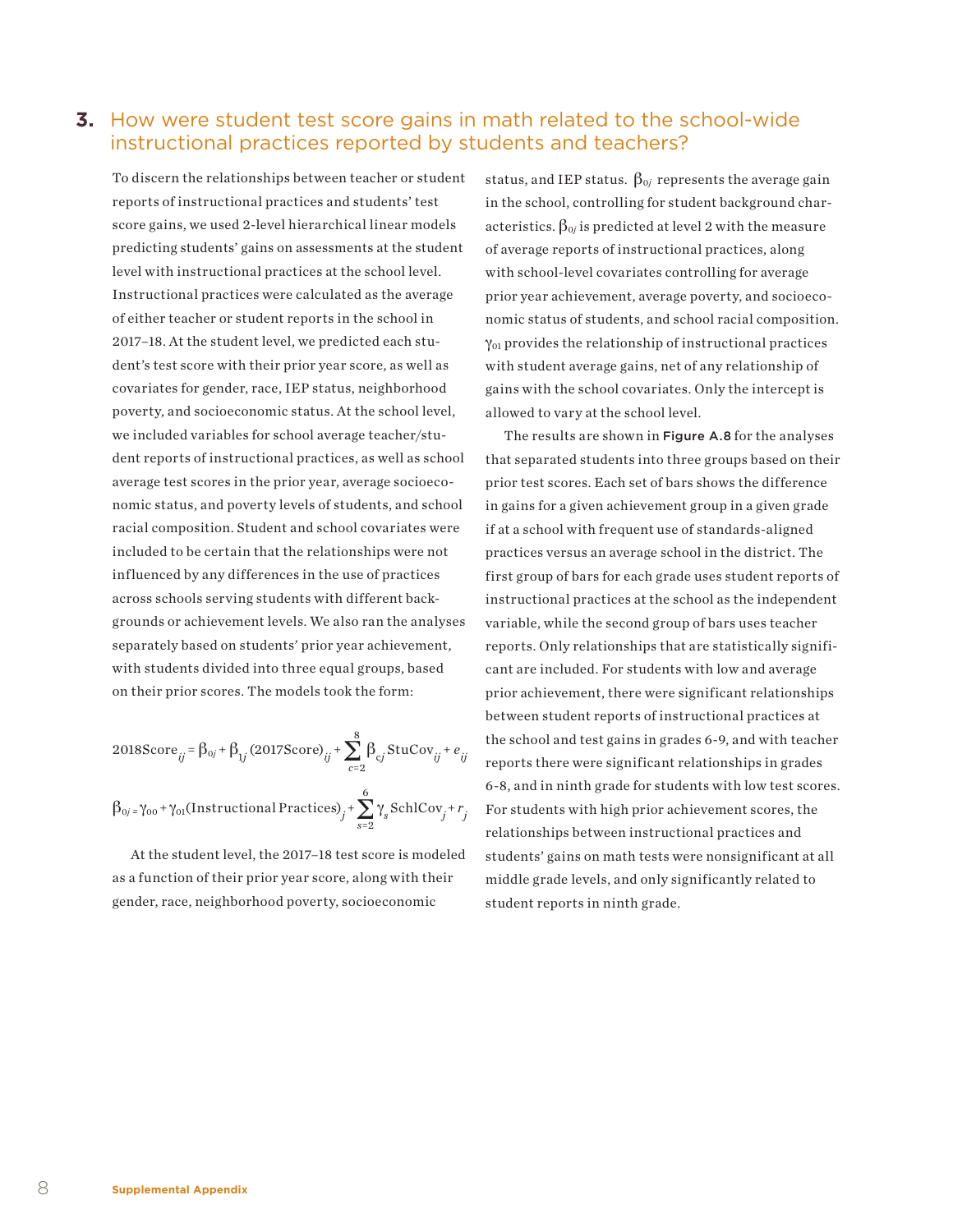## 3. How were student test score gains in math related to the school-wide instructional practices reported by students and teachers?

To discern the relationships between teacher or student reports of instructional practices and students' test score gains, we used 2-level hierarchical linear models predicting students' gains on assessments at the student level with instructional practices at the school level. Instructional practices were calculated as the average of either teacher or student reports in the school in 2017–18. At the student level, we predicted each student's test score with their prior year score, as well as covariates for gender, race, IEP status, neighborhood poverty, and socioeconomic status. At the school level, we included variables for school average teacher/student reports of instructional practices, as well as school average test scores in the prior year, average socioeconomic status, and poverty levels of students, and school racial composition. Student and school covariates were included to be certain that the relationships were not influenced by any differences in the use of practices across schools serving students with different backgrounds or achievement levels. We also ran the analyses separately based on students' prior year achievement, with students divided into three equal groups, based on their prior scores. The models took the form:

$$2018\text{Score}_{ij} = \beta_{0j} + \beta_{1j}(2017\text{Score})_{ij} + \sum_{c=2}^{8} \beta_{cj}\,\text{StuCov}_{ij} + e_{ij}$$

$$\beta_{0j} = \gamma_{00} + \gamma_{01}(\text{Instructional Practices})_j + \sum_{s=2}^{6} \gamma_s\,\text{SchlCov}_j + r_j$$

At the student level, the 2017–18 test score is modeled as a function of their prior year score, along with their gender, race, neighborhood poverty, socioeconomic status, and IEP status. $\beta_{0j}$ represents the average gain in the school, controlling for student background characteristics. $\beta_{0j}$ is predicted at level 2 with the measure of average reports of instructional practices, along with school-level covariates controlling for average prior year achievement, average poverty, and socioeconomic status of students, and school racial composition. $\gamma_{01}$ provides the relationship of instructional practices with student average gains, net of any relationship of gains with the school covariates. Only the intercept is allowed to vary at the school level.

The results are shown in **Figure A.8** for the analyses that separated students into three groups based on their prior test scores. Each set of bars shows the difference in gains for a given achievement group in a given grade if at a school with frequent use of standards-aligned practices versus an average school in the district. The first group of bars for each grade uses student reports of instructional practices at the school as the independent variable, while the second group of bars uses teacher reports. Only relationships that are statistically significant are included. For students with low and average prior achievement, there were significant relationships between student reports of instructional practices at the school and test gains in grades 6-9, and with teacher reports there were significant relationships in grades 6-8, and in ninth grade for students with low test scores. For students with high prior achievement scores, the relationships between instructional practices and students' gains on math tests were nonsignificant at all middle grade levels, and only significantly related to student reports in ninth grade.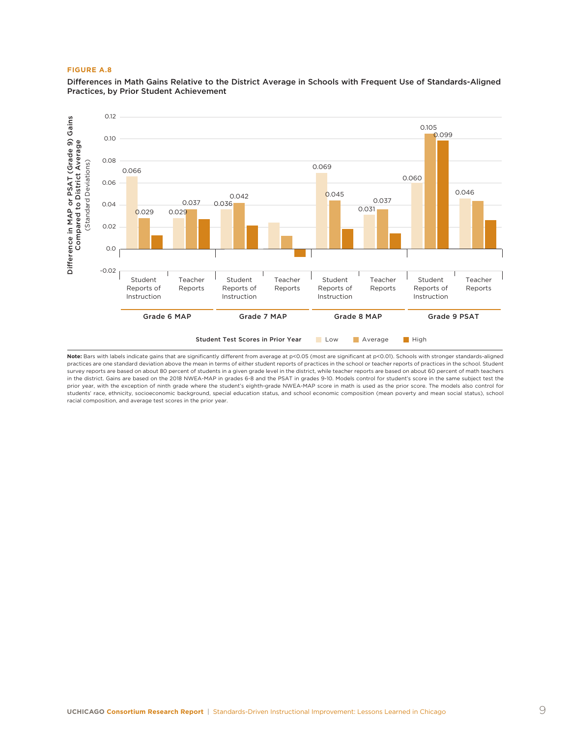**FIGURE A.8**

**Differences in Math Gains Relative to the District Average in Schools with Frequent Use of Standards-Aligned Practices, by Prior Student Achievement**

Difference in MAP or PSAT (Grade 9) Gains Compared to District Average (Standard Deviations)

| Test | Measure | Low | Average | High |
|---|---|---|---|---|
| Grade 6 MAP | Student Reports of Instruction | 0.066 | 0.029 | |
| Grade 6 MAP | Teacher Reports | 0.029 | 0.037 | |
| Grade 7 MAP | Student Reports of Instruction | 0.036 | 0.042 | |
| Grade 7 MAP | Teacher Reports | | | |
| Grade 8 MAP | Student Reports of Instruction | 0.069 | 0.045 | |
| Grade 8 MAP | Teacher Reports | 0.031 | 0.037 | |
| Grade 9 PSAT | Student Reports of Instruction | 0.060 | 0.105 | 0.099 |
| Grade 9 PSAT | Teacher Reports | 0.046 | | |

Student Test Scores in Prior Year: Low, Average, High

**Note:** Bars with labels indicate gains that are significantly different from average at $p<0.05$ (most are significant at $p<0.01$). Schools with stronger standards-aligned practices are one standard deviation above the mean in terms of either student reports of practices in the school or teacher reports of practices in the school. Student survey reports are based on about 80 percent of students in a given grade level in the district, while teacher reports are based on about 60 percent of math teachers in the district. Gains are based on the 2018 NWEA-MAP in grades 6-8 and the PSAT in grades 9-10. Models control for student's score in the same subject test the prior year, with the exception of ninth grade where the student's eighth-grade NWEA-MAP score in math is used as the prior score. The models also control for students' race, ethnicity, socioeconomic background, special education status, and school economic composition (mean poverty and mean social status), school racial composition, and average test scores in the prior year.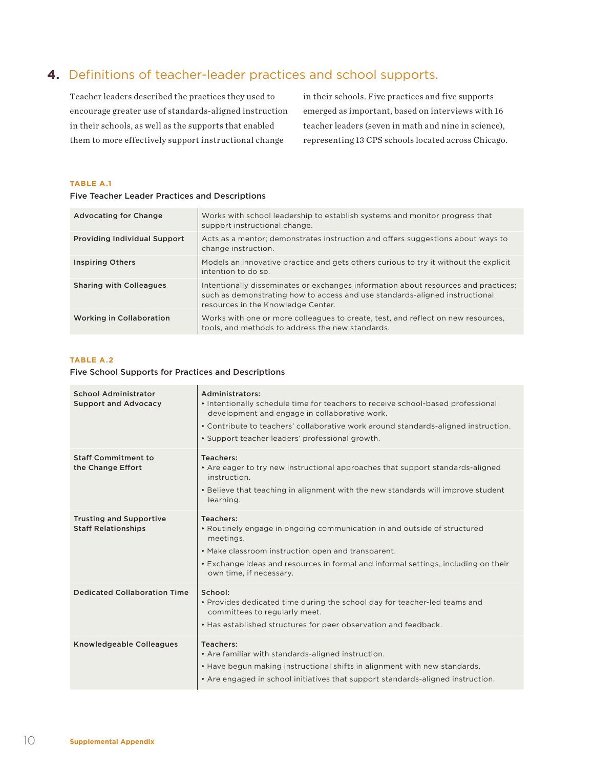## 4. Definitions of teacher-leader practices and school supports.

Teacher leaders described the practices they used to encourage greater use of standards-aligned instruction in their schools, as well as the supports that enabled them to more effectively support instructional change in their schools. Five practices and five supports emerged as important, based on interviews with 16 teacher leaders (seven in math and nine in science), representing 13 CPS schools located across Chicago.

**TABLE A.1**

Five Teacher Leader Practices and Descriptions

| | |
|---|---|
| **Advocating for Change** | Works with school leadership to establish systems and monitor progress that support instructional change. |
| **Providing Individual Support** | Acts as a mentor; demonstrates instruction and offers suggestions about ways to change instruction. |
| **Inspiring Others** | Models an innovative practice and gets others curious to try it without the explicit intention to do so. |
| **Sharing with Colleagues** | Intentionally disseminates or exchanges information about resources and practices; such as demonstrating how to access and use standards-aligned instructional resources in the Knowledge Center. |
| **Working in Collaboration** | Works with one or more colleagues to create, test, and reflect on new resources, tools, and methods to address the new standards. |

**TABLE A.2**

Five School Supports for Practices and Descriptions

| | |
|---|---|
| **School Administrator Support and Advocacy** | **Administrators:** • Intentionally schedule time for teachers to receive school-based professional development and engage in collaborative work. • Contribute to teachers' collaborative work around standards-aligned instruction. • Support teacher leaders' professional growth. |
| **Staff Commitment to the Change Effort** | **Teachers:** • Are eager to try new instructional approaches that support standards-aligned instruction. • Believe that teaching in alignment with the new standards will improve student learning. |
| **Trusting and Supportive Staff Relationships** | **Teachers:** • Routinely engage in ongoing communication in and outside of structured meetings. • Make classroom instruction open and transparent. • Exchange ideas and resources in formal and informal settings, including on their own time, if necessary. |
| **Dedicated Collaboration Time** | **School:** • Provides dedicated time during the school day for teacher-led teams and committees to regularly meet. • Has established structures for peer observation and feedback. |
| **Knowledgeable Colleagues** | **Teachers:** • Are familiar with standards-aligned instruction. • Have begun making instructional shifts in alignment with new standards. • Are engaged in school initiatives that support standards-aligned instruction. |